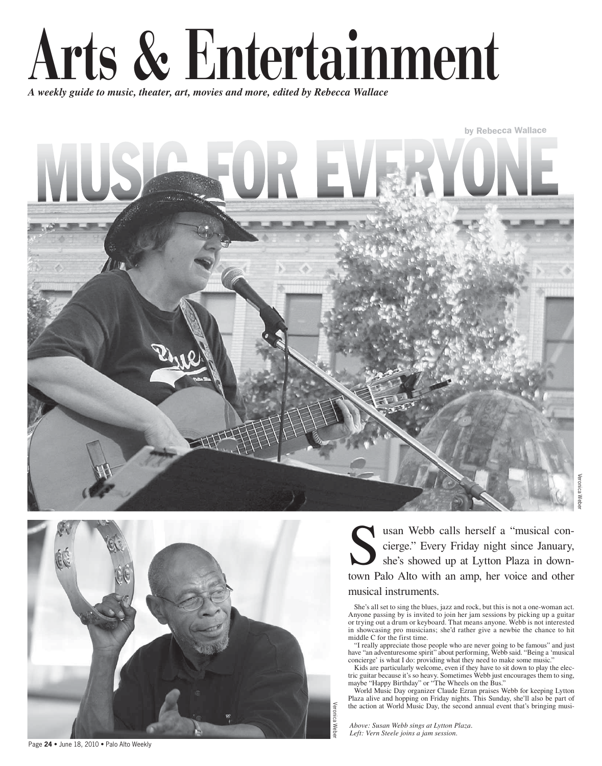# Arts & Entertainment

*A weekly guide to music, theater, art, movies and more, edited by Rebecca Wallace*

## MUSIC FOR EVERYONE

by Rebecca Wallace

Susan Webb calls herself a "musical concierge." Every Friday night since January, she's showed up at Lytton Plaza in downtown Palo Alto with an amp, her voice and other musical instruments.

She's all set to sing the blues, jazz and rock, but this is not a one-woman act. Anyone passing by is invited to join her jam sessions by picking up a guitar or trying out a drum or keyboard. That means anyone. Webb is not interested in showcasing pro musicians; she'd rather give a newbie the chance to hit middle C for the first time.

"I really appreciate those people who are never going to be famous" and just have "an adventuresome spirit" about performing, Webb said. "Being a 'musical concierge' is what I do: providing what they need to make some music."

Kids are particularly welcome, even if they have to sit down to play the electric guitar because it's so heavy. Sometimes Webb just encourages them to sing, maybe "Happy Birthday" or "The Wheels on the Bus."

World Music Day organizer Claude Ezran praises Webb for keeping Lytton Plaza alive and hopping on Friday nights. This Sunday, she'll also be part of the action at World Music Day, the second annual event that's bringing musi-

*Above: Susan Webb sings at Lytton Plaza.*
*Left: Vern Steele joins a jam session.*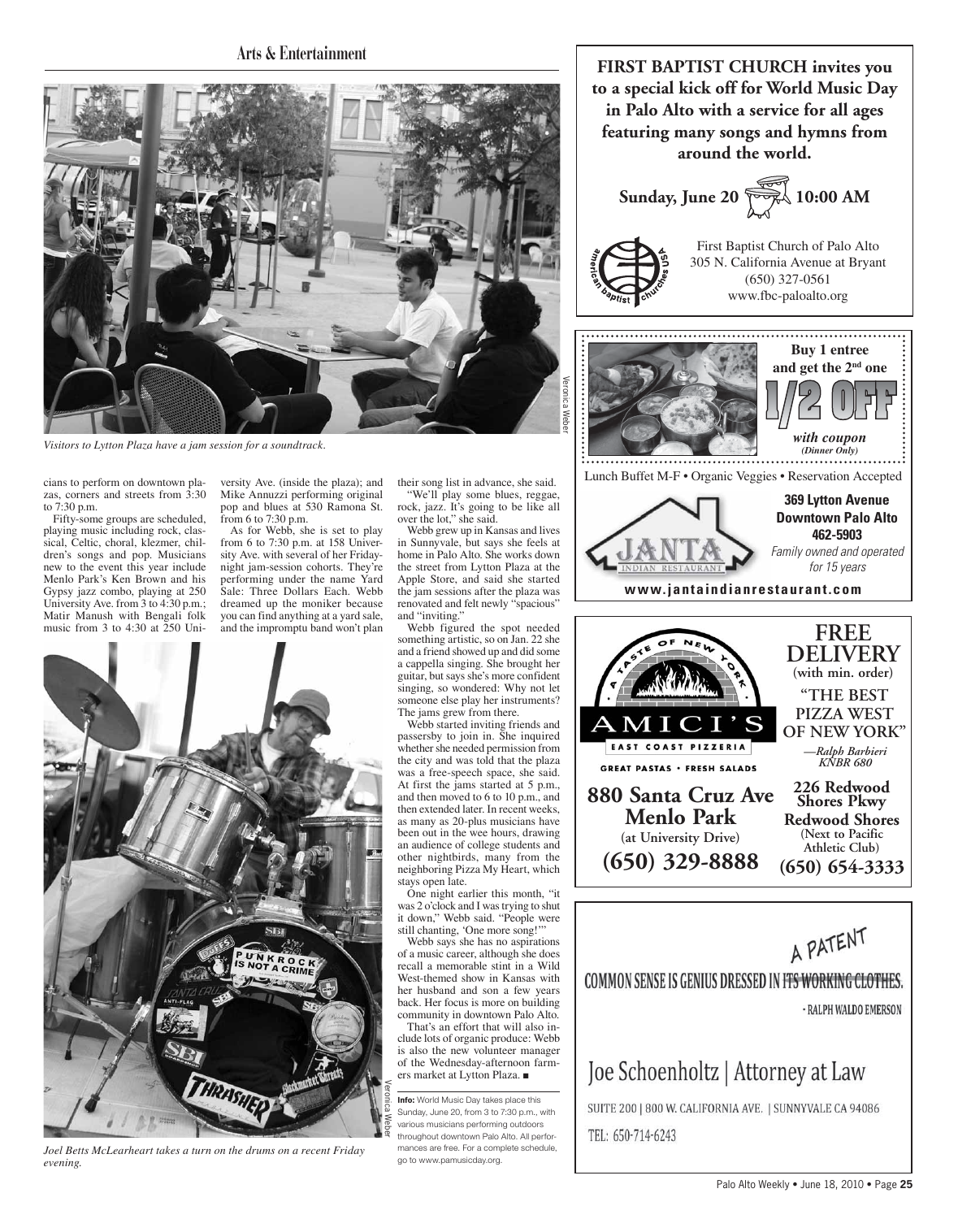*Visitors to Lytton Plaza have a jam session for a soundtrack.*

cians to perform on downtown plazas, corners and streets from 3:30 to 7:30 p.m.

Fifty-some groups are scheduled, playing music including rock, classical, Celtic, choral, klezmer, children's songs and pop. Musicians new to the event this year include Menlo Park's Ken Brown and his Gypsy jazz combo, playing at 250 University Ave. from 3 to 4:30 p.m.; Matir Manush with Bengali folk music from 3 to 4:30 at 250 University Ave. (inside the plaza); and Mike Annuzzi performing original pop and blues at 530 Ramona St. from 6 to 7:30 p.m.

As for Webb, she is set to play from 6 to 7:30 p.m. at 158 University Ave. with several of her Friday-night jam-session cohorts. They're performing under the name Yard Sale: Three Dollars Each. Webb dreamed up the moniker because you can find anything at a yard sale, and the impromptu band won't plan their song list in advance, she said.

"We'll play some blues, reggae, rock, jazz. It's going to be like all over the lot," she said.

Webb grew up in Kansas and lives in Sunnyvale, but says she feels at home in Palo Alto. She works down the street from Lytton Plaza at the Apple Store, and said she started the jam sessions after the plaza was renovated and felt newly "spacious" and "inviting."

Webb figured the spot needed something artistic, so on Jan. 22 she and a friend showed up and did some a cappella singing. She brought her guitar, but says she's more confident singing, so wondered: Why not let someone else play her instruments? The jams grew from there.

Webb started inviting friends and passersby to join in. She inquired whether she needed permission from the city and was told that the plaza was a free-speech space, she said. At first the jams started at 5 p.m., and then moved to 6 to 10 p.m., and then extended later. In recent weeks, as many as 20-plus musicians have been out in the wee hours, drawing an audience of college students and other nightbirds, many from the neighboring Pizza My Heart, which stays open late.

One night earlier this month, "it was 2 o'clock and I was trying to shut it down," Webb said. "People were still chanting, 'One more song!'"

Webb says she has no aspirations of a music career, although she does recall a memorable stint in a Wild West-themed show in Kansas with her husband and son a few years back. Her focus is more on building community in downtown Palo Alto.

That's an effort that will also include lots of organic produce: Webb is also the new volunteer manager of the Wednesday-afternoon farmers market at Lytton Plaza. ■

*Joel Betts McLearheart takes a turn on the drums on a recent Friday evening.*

**Info:** World Music Day takes place this Sunday, June 20, from 3 to 7:30 p.m., with various musicians performing outdoors throughout downtown Palo Alto. All performances are free. For a complete schedule, go to www.pamusicday.org.

---

**FIRST BAPTIST CHURCH invites you to a special kick off for World Music Day in Palo Alto with a service for all ages featuring many songs and hymns from around the world.**

**Sunday, June 20 10:00 AM**

First Baptist Church of Palo Alto
305 N. California Avenue at Bryant
(650) 327-0561
www.fbc-paloalto.org

---

**Buy 1 entree and get the 2nd one 1/2 OFF**
***with coupon (Dinner Only)***

Lunch Buffet M-F • Organic Veggies • Reservation Accepted

JANTA INDIAN RESTAURANT

**369 Lytton Avenue**
**Downtown Palo Alto**
**462-5903**
*Family owned and operated for 15 years*

**www.jantaindianrestaurant.com**

---

A TASTE OF NEW YORK
AMICI'S EAST COAST PIZZERIA
GREAT PASTAS • FRESH SALADS

**FREE DELIVERY** (with min. order)

"THE BEST PIZZA WEST OF NEW YORK"
*—Ralph Barbieri KNBR 680*

**880 Santa Cruz Ave Menlo Park** (at University Drive) **(650) 329-8888**

**226 Redwood Shores Pkwy Redwood Shores** (Next to Pacific Athletic Club) **(650) 654-3333**

---

A PATENT

COMMON SENSE IS GENIUS DRESSED IN ~~ITS WORKING CLOTHES.~~
- RALPH WALDO EMERSON

Joe Schoenholtz | Attorney at Law

SUITE 200 | 800 W. CALIFORNIA AVE. | SUNNYVALE CA 94086
TEL: 650-714-6243